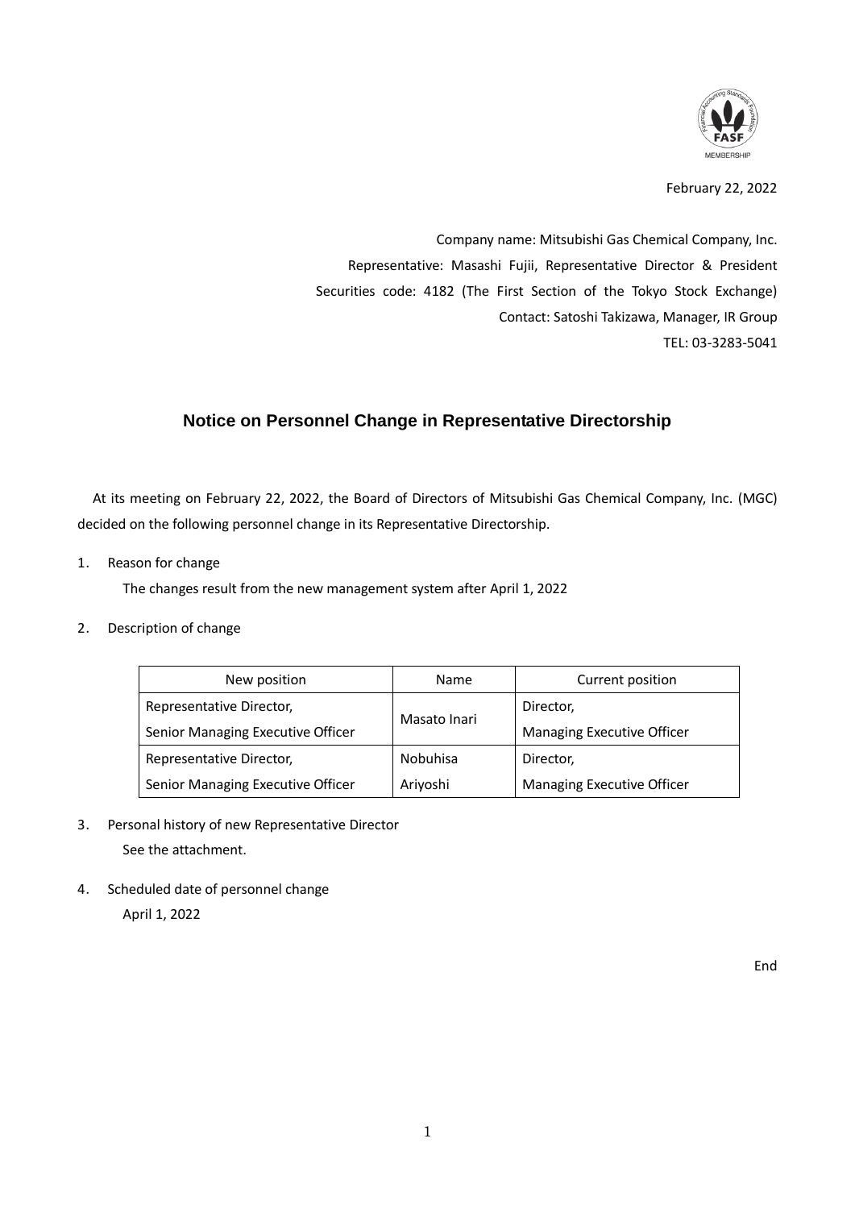February 22, 2022

Company name: Mitsubishi Gas Chemical Company, Inc.
Representative: Masashi Fujii, Representative Director & President
Securities code: 4182 (The First Section of the Tokyo Stock Exchange)
Contact: Satoshi Takizawa, Manager, IR Group
TEL: 03-3283-5041

# Notice on Personnel Change in Representative Directorship

At its meeting on February 22, 2022, the Board of Directors of Mitsubishi Gas Chemical Company, Inc. (MGC) decided on the following personnel change in its Representative Directorship.

1. Reason for change

   The changes result from the new management system after April 1, 2022

2. Description of change

| New position | Name | Current position |
|---|---|---|
| Representative Director, Senior Managing Executive Officer | Masato Inari | Director, Managing Executive Officer |
| Representative Director, Senior Managing Executive Officer | Nobuhisa Ariyoshi | Director, Managing Executive Officer |

3. Personal history of new Representative Director

   See the attachment.

4. Scheduled date of personnel change

   April 1, 2022

End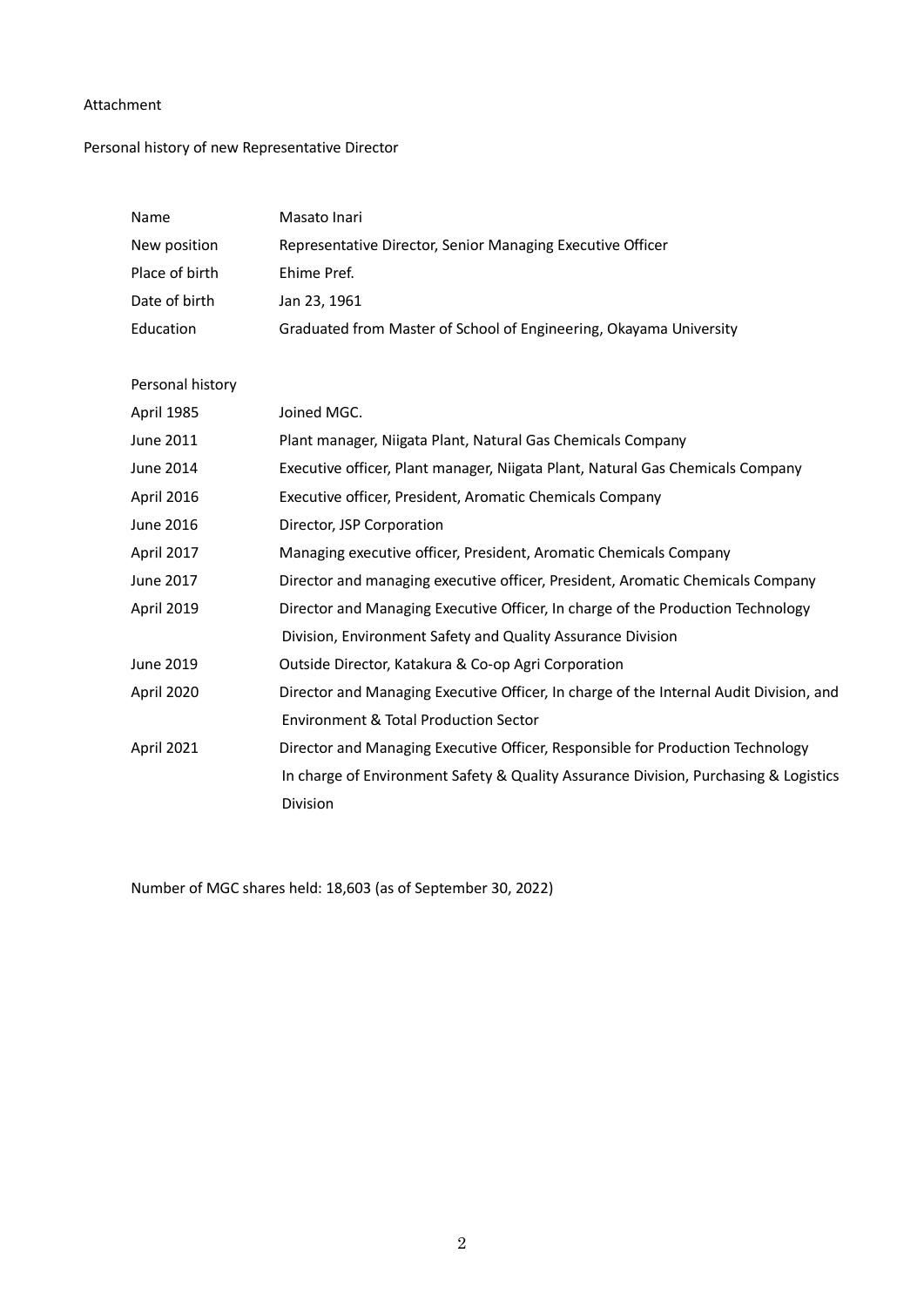Attachment

Personal history of new Representative Director

| | |
|---|---|
| Name | Masato Inari |
| New position | Representative Director, Senior Managing Executive Officer |
| Place of birth | Ehime Pref. |
| Date of birth | Jan 23, 1961 |
| Education | Graduated from Master of School of Engineering, Okayama University |

Personal history

| | |
|---|---|
| April 1985 | Joined MGC. |
| June 2011 | Plant manager, Niigata Plant, Natural Gas Chemicals Company |
| June 2014 | Executive officer, Plant manager, Niigata Plant, Natural Gas Chemicals Company |
| April 2016 | Executive officer, President, Aromatic Chemicals Company |
| June 2016 | Director, JSP Corporation |
| April 2017 | Managing executive officer, President, Aromatic Chemicals Company |
| June 2017 | Director and managing executive officer, President, Aromatic Chemicals Company |
| April 2019 | Director and Managing Executive Officer, In charge of the Production Technology Division, Environment Safety and Quality Assurance Division |
| June 2019 | Outside Director, Katakura & Co-op Agri Corporation |
| April 2020 | Director and Managing Executive Officer, In charge of the Internal Audit Division, and Environment & Total Production Sector |
| April 2021 | Director and Managing Executive Officer, Responsible for Production Technology In charge of Environment Safety & Quality Assurance Division, Purchasing & Logistics Division |

Number of MGC shares held: 18,603 (as of September 30, 2022)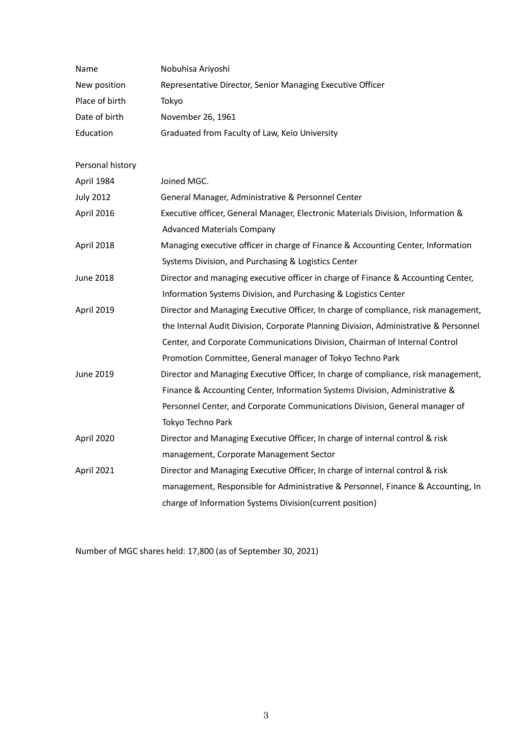| | |
|---|---|
| Name | Nobuhisa Ariyoshi |
| New position | Representative Director, Senior Managing Executive Officer |
| Place of birth | Tokyo |
| Date of birth | November 26, 1961 |
| Education | Graduated from Faculty of Law, Keio University |

Personal history

| | |
|---|---|
| April 1984 | Joined MGC. |
| July 2012 | General Manager, Administrative & Personnel Center |
| April 2016 | Executive officer, General Manager, Electronic Materials Division, Information & Advanced Materials Company |
| April 2018 | Managing executive officer in charge of Finance & Accounting Center, Information Systems Division, and Purchasing & Logistics Center |
| June 2018 | Director and managing executive officer in charge of Finance & Accounting Center, Information Systems Division, and Purchasing & Logistics Center |
| April 2019 | Director and Managing Executive Officer, In charge of compliance, risk management, the Internal Audit Division, Corporate Planning Division, Administrative & Personnel Center, and Corporate Communications Division, Chairman of Internal Control Promotion Committee, General manager of Tokyo Techno Park |
| June 2019 | Director and Managing Executive Officer, In charge of compliance, risk management, Finance & Accounting Center, Information Systems Division, Administrative & Personnel Center, and Corporate Communications Division, General manager of Tokyo Techno Park |
| April 2020 | Director and Managing Executive Officer, In charge of internal control & risk management, Corporate Management Sector |
| April 2021 | Director and Managing Executive Officer, In charge of internal control & risk management, Responsible for Administrative & Personnel, Finance & Accounting, In charge of Information Systems Division(current position) |

Number of MGC shares held: 17,800 (as of September 30, 2021)